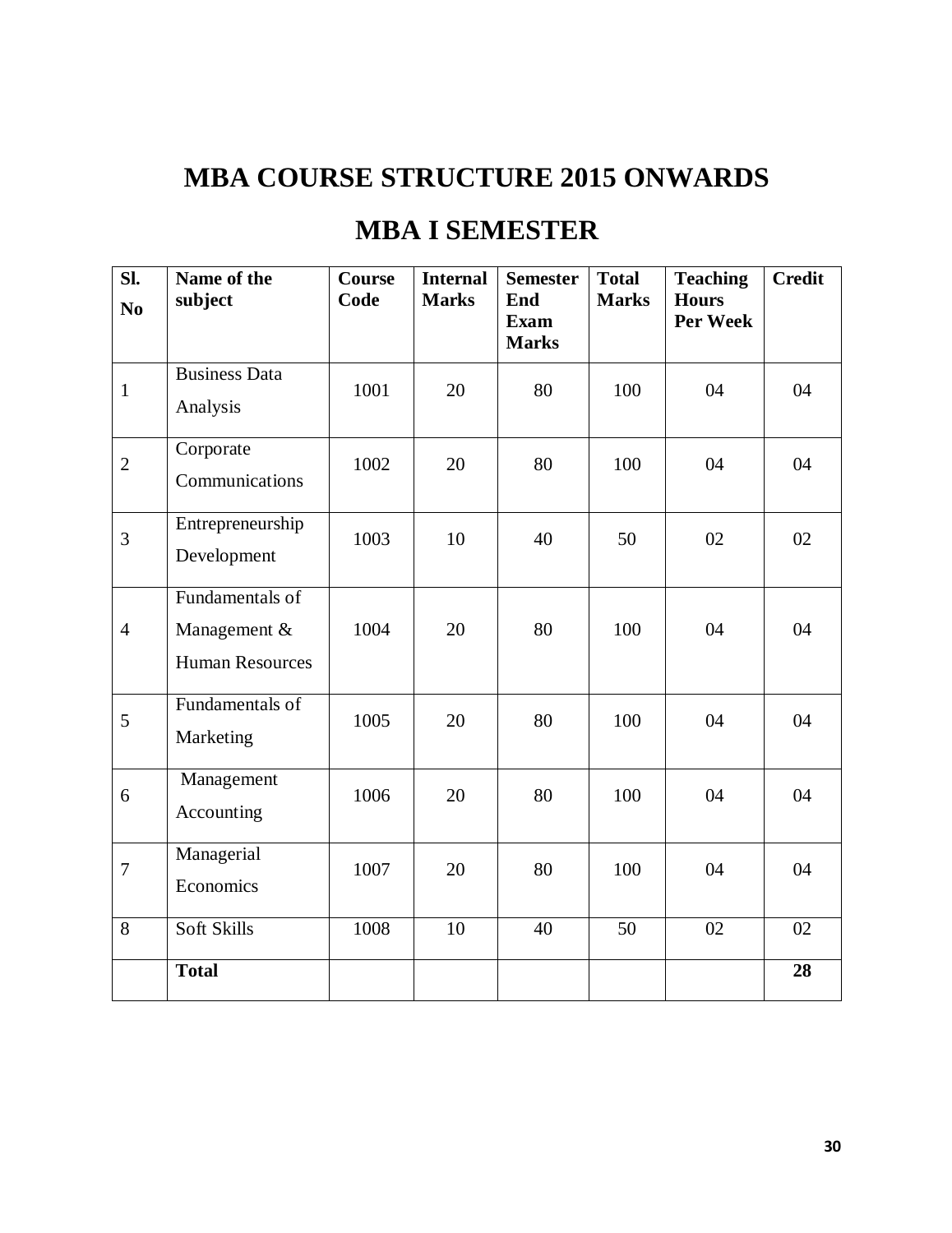# MBA COURSE STRUCTURE 2015 ONWARDS

## MBA I SEMESTER

| Sl. No | Name of the subject | Course Code | Internal Marks | Semester End Exam Marks | Total Marks | Teaching Hours Per Week | Credit |
|---|---|---|---|---|---|---|---|
| 1 | Business Data Analysis | 1001 | 20 | 80 | 100 | 04 | 04 |
| 2 | Corporate Communications | 1002 | 20 | 80 | 100 | 04 | 04 |
| 3 | Entrepreneurship Development | 1003 | 10 | 40 | 50 | 02 | 02 |
| 4 | Fundamentals of Management & Human Resources | 1004 | 20 | 80 | 100 | 04 | 04 |
| 5 | Fundamentals of Marketing | 1005 | 20 | 80 | 100 | 04 | 04 |
| 6 | Management Accounting | 1006 | 20 | 80 | 100 | 04 | 04 |
| 7 | Managerial Economics | 1007 | 20 | 80 | 100 | 04 | 04 |
| 8 | Soft Skills | 1008 | 10 | 40 | 50 | 02 | 02 |
| | **Total** | | | | | | **28** |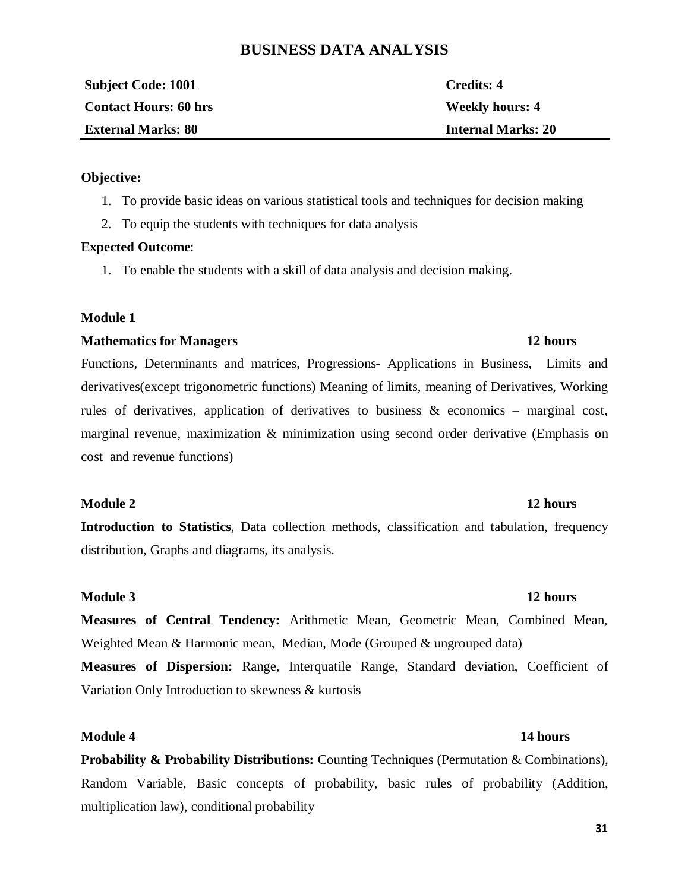# BUSINESS DATA ANALYSIS

| **Subject Code: 1001** | **Credits: 4** |
|---|---|
| **Contact Hours: 60 hrs** | **Weekly hours: 4** |
| **External Marks: 80** | **Internal Marks: 20** |

**Objective:**

1. To provide basic ideas on various statistical tools and techniques for decision making
2. To equip the students with techniques for data analysis

**Expected Outcome**:

1. To enable the students with a skill of data analysis and decision making.

### Module 1

**Mathematics for Managers** **12 hours**

Functions, Determinants and matrices, Progressions- Applications in Business, Limits and derivatives(except trigonometric functions) Meaning of limits, meaning of Derivatives, Working rules of derivatives, application of derivatives to business & economics – marginal cost, marginal revenue, maximization & minimization using second order derivative (Emphasis on cost and revenue functions)

### Module 2 **12 hours**

**Introduction to Statistics**, Data collection methods, classification and tabulation, frequency distribution, Graphs and diagrams, its analysis.

### Module 3 **12 hours**

**Measures of Central Tendency:** Arithmetic Mean, Geometric Mean, Combined Mean, Weighted Mean & Harmonic mean, Median, Mode (Grouped & ungrouped data)

**Measures of Dispersion:** Range, Interquatile Range, Standard deviation, Coefficient of Variation Only Introduction to skewness & kurtosis

### Module 4 **14 hours**

**Probability & Probability Distributions:** Counting Techniques (Permutation & Combinations), Random Variable, Basic concepts of probability, basic rules of probability (Addition, multiplication law), conditional probability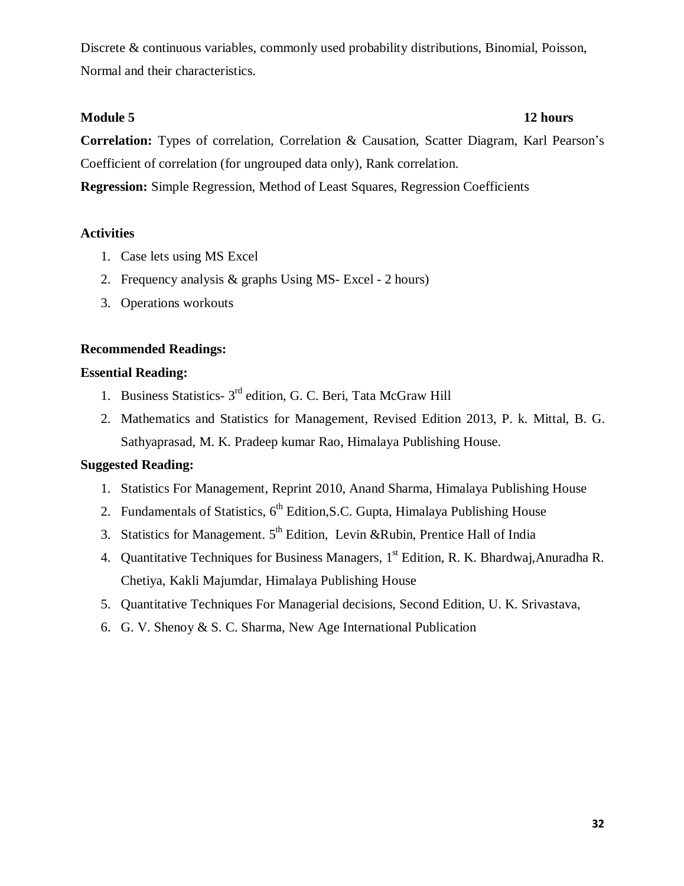Discrete & continuous variables, commonly used probability distributions, Binomial, Poisson, Normal and their characteristics.

**Module 5** **12 hours**

**Correlation:** Types of correlation, Correlation & Causation, Scatter Diagram, Karl Pearson's Coefficient of correlation (for ungrouped data only), Rank correlation.

**Regression:** Simple Regression, Method of Least Squares, Regression Coefficients

**Activities**

1. Case lets using MS Excel
2. Frequency analysis & graphs Using MS- Excel - 2 hours)
3. Operations workouts

**Recommended Readings:**

**Essential Reading:**

1. Business Statistics- 3rd edition, G. C. Beri, Tata McGraw Hill
2. Mathematics and Statistics for Management, Revised Edition 2013, P. k. Mittal, B. G. Sathyaprasad, M. K. Pradeep kumar Rao, Himalaya Publishing House.

**Suggested Reading:**

1. Statistics For Management, Reprint 2010, Anand Sharma, Himalaya Publishing House
2. Fundamentals of Statistics, 6th Edition,S.C. Gupta, Himalaya Publishing House
3. Statistics for Management. 5th Edition, Levin &Rubin, Prentice Hall of India
4. Quantitative Techniques for Business Managers, 1st Edition, R. K. Bhardwaj,Anuradha R. Chetiya, Kakli Majumdar, Himalaya Publishing House
5. Quantitative Techniques For Managerial decisions, Second Edition, U. K. Srivastava,
6. G. V. Shenoy & S. C. Sharma, New Age International Publication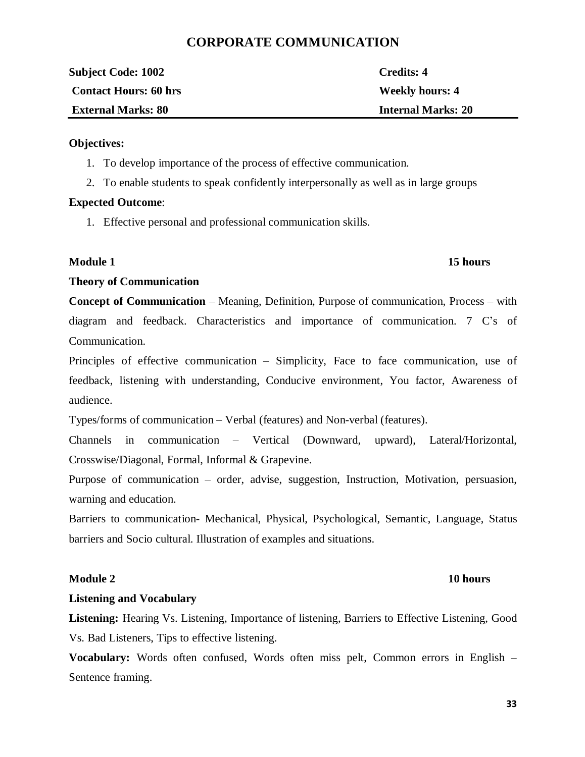# CORPORATE COMMUNICATION

| **Subject Code: 1002** | **Credits: 4** |
| --- | --- |
| **Contact Hours: 60 hrs** | **Weekly hours: 4** |
| **External Marks: 80** | **Internal Marks: 20** |

**Objectives:**

1. To develop importance of the process of effective communication.
2. To enable students to speak confidently interpersonally as well as in large groups

**Expected Outcome**:

1. Effective personal and professional communication skills.

**Module 1** **15 hours**

**Theory of Communication**

**Concept of Communication** – Meaning, Definition, Purpose of communication, Process – with diagram and feedback. Characteristics and importance of communication. 7 C's of Communication.

Principles of effective communication – Simplicity, Face to face communication, use of feedback, listening with understanding, Conducive environment, You factor, Awareness of audience.

Types/forms of communication – Verbal (features) and Non-verbal (features).

Channels in communication – Vertical (Downward, upward), Lateral/Horizontal, Crosswise/Diagonal, Formal, Informal & Grapevine.

Purpose of communication – order, advise, suggestion, Instruction, Motivation, persuasion, warning and education.

Barriers to communication- Mechanical, Physical, Psychological, Semantic, Language, Status barriers and Socio cultural. Illustration of examples and situations.

**Module 2** **10 hours**

**Listening and Vocabulary**

**Listening:** Hearing Vs. Listening, Importance of listening, Barriers to Effective Listening, Good Vs. Bad Listeners, Tips to effective listening.

**Vocabulary:** Words often confused, Words often miss pelt, Common errors in English – Sentence framing.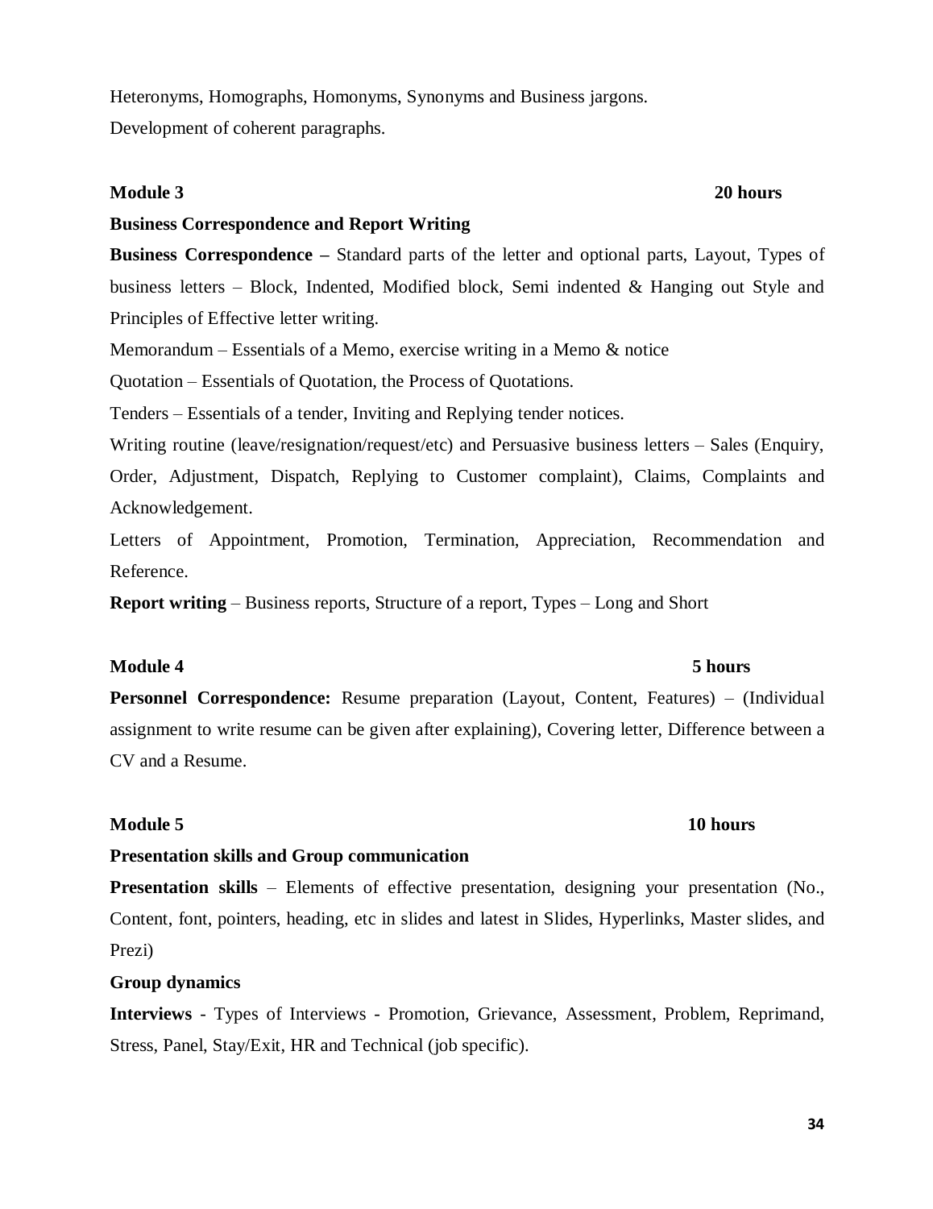Heteronyms, Homographs, Homonyms, Synonyms and Business jargons.

Development of coherent paragraphs.

**Module 3** **20 hours**

**Business Correspondence and Report Writing**

**Business Correspondence –** Standard parts of the letter and optional parts, Layout, Types of business letters – Block, Indented, Modified block, Semi indented & Hanging out Style and Principles of Effective letter writing.

Memorandum – Essentials of a Memo, exercise writing in a Memo & notice

Quotation – Essentials of Quotation, the Process of Quotations.

Tenders – Essentials of a tender, Inviting and Replying tender notices.

Writing routine (leave/resignation/request/etc) and Persuasive business letters – Sales (Enquiry, Order, Adjustment, Dispatch, Replying to Customer complaint), Claims, Complaints and Acknowledgement.

Letters of Appointment, Promotion, Termination, Appreciation, Recommendation and Reference.

**Report writing** – Business reports, Structure of a report, Types – Long and Short

**Module 4** **5 hours**

**Personnel Correspondence:** Resume preparation (Layout, Content, Features) – (Individual assignment to write resume can be given after explaining), Covering letter, Difference between a CV and a Resume.

**Module 5** **10 hours**

**Presentation skills and Group communication**

**Presentation skills** – Elements of effective presentation, designing your presentation (No., Content, font, pointers, heading, etc in slides and latest in Slides, Hyperlinks, Master slides, and Prezi)

**Group dynamics**

**Interviews** - Types of Interviews - Promotion, Grievance, Assessment, Problem, Reprimand, Stress, Panel, Stay/Exit, HR and Technical (job specific).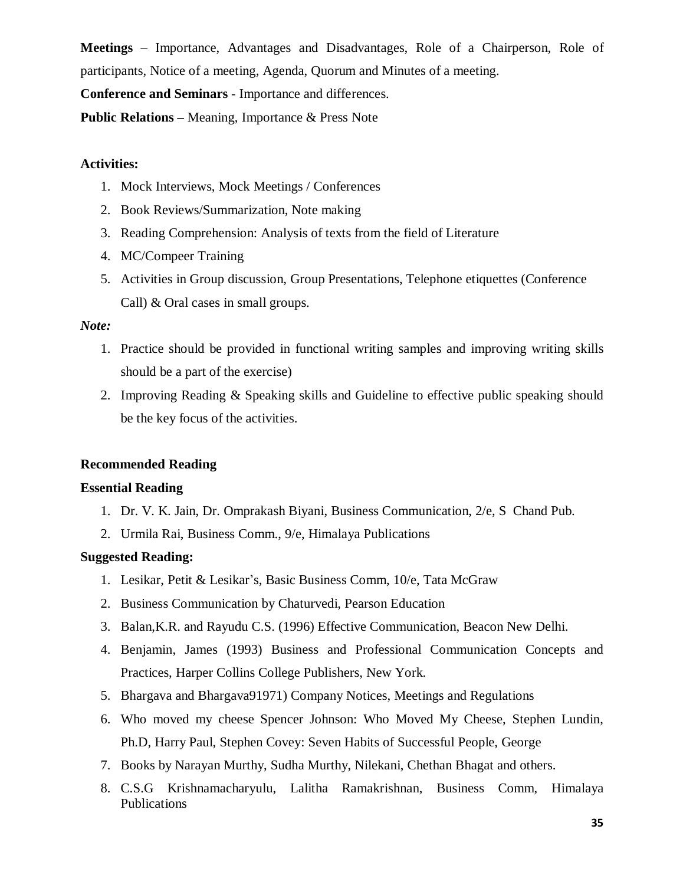**Meetings** – Importance, Advantages and Disadvantages, Role of a Chairperson, Role of participants, Notice of a meeting, Agenda, Quorum and Minutes of a meeting.

**Conference and Seminars** - Importance and differences.

**Public Relations –** Meaning, Importance & Press Note

**Activities:**

1. Mock Interviews, Mock Meetings / Conferences
2. Book Reviews/Summarization, Note making
3. Reading Comprehension: Analysis of texts from the field of Literature
4. MC/Compeer Training
5. Activities in Group discussion, Group Presentations, Telephone etiquettes (Conference Call) & Oral cases in small groups.

*Note:*

1. Practice should be provided in functional writing samples and improving writing skills should be a part of the exercise)
2. Improving Reading & Speaking skills and Guideline to effective public speaking should be the key focus of the activities.

**Recommended Reading**

**Essential Reading**

1. Dr. V. K. Jain, Dr. Omprakash Biyani, Business Communication, 2/e, S Chand Pub.
2. Urmila Rai, Business Comm., 9/e, Himalaya Publications

**Suggested Reading:**

1. Lesikar, Petit & Lesikar's, Basic Business Comm, 10/e, Tata McGraw
2. Business Communication by Chaturvedi, Pearson Education
3. Balan,K.R. and Rayudu C.S. (1996) Effective Communication, Beacon New Delhi.
4. Benjamin, James (1993) Business and Professional Communication Concepts and Practices, Harper Collins College Publishers, New York.
5. Bhargava and Bhargava91971) Company Notices, Meetings and Regulations
6. Who moved my cheese Spencer Johnson: Who Moved My Cheese, Stephen Lundin, Ph.D, Harry Paul, Stephen Covey: Seven Habits of Successful People, George
7. Books by Narayan Murthy, Sudha Murthy, Nilekani, Chethan Bhagat and others.
8. C.S.G Krishnamacharyulu, Lalitha Ramakrishnan, Business Comm, Himalaya Publications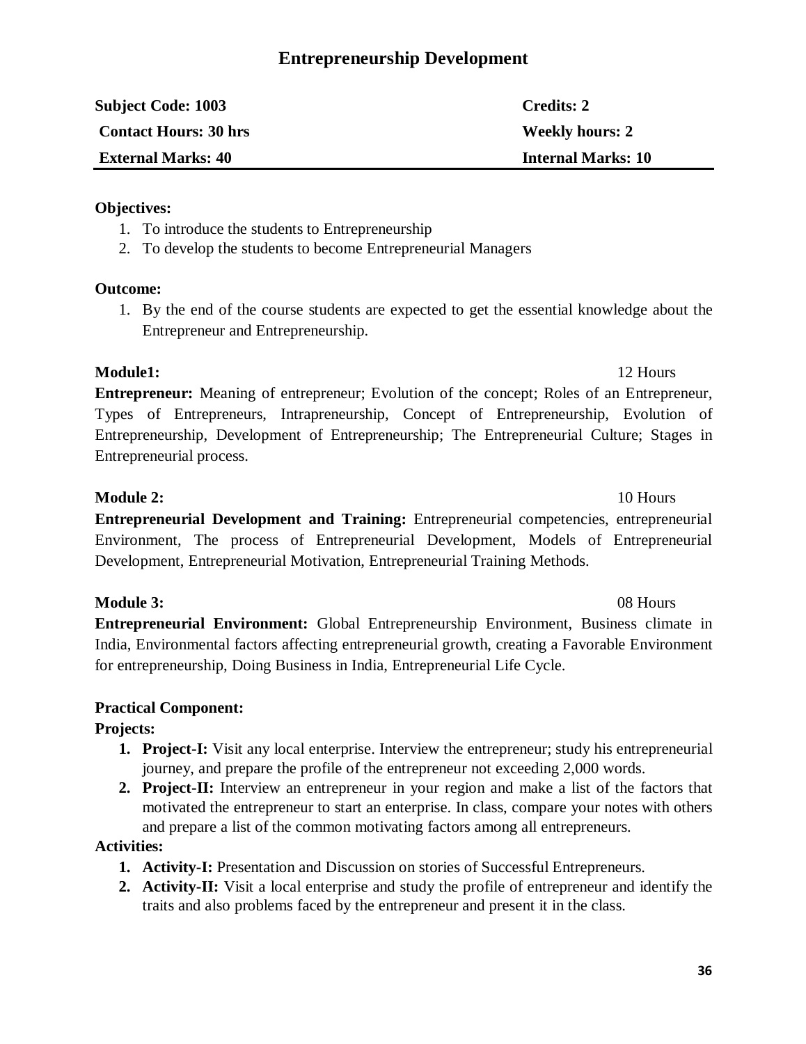# Entrepreneurship Development

| **Subject Code: 1003** | **Credits: 2** |
|---|---|
| **Contact Hours: 30 hrs** | **Weekly hours: 2** |
| **External Marks: 40** | **Internal Marks: 10** |

**Objectives:**

1. To introduce the students to Entrepreneurship
2. To develop the students to become Entrepreneurial Managers

**Outcome:**

1. By the end of the course students are expected to get the essential knowledge about the Entrepreneur and Entrepreneurship.

**Module1:** 12 Hours

**Entrepreneur:** Meaning of entrepreneur; Evolution of the concept; Roles of an Entrepreneur, Types of Entrepreneurs, Intrapreneurship, Concept of Entrepreneurship, Evolution of Entrepreneurship, Development of Entrepreneurship; The Entrepreneurial Culture; Stages in Entrepreneurial process.

**Module 2:** 10 Hours

**Entrepreneurial Development and Training:** Entrepreneurial competencies, entrepreneurial Environment, The process of Entrepreneurial Development, Models of Entrepreneurial Development, Entrepreneurial Motivation, Entrepreneurial Training Methods.

**Module 3:** 08 Hours

**Entrepreneurial Environment:** Global Entrepreneurship Environment, Business climate in India, Environmental factors affecting entrepreneurial growth, creating a Favorable Environment for entrepreneurship, Doing Business in India, Entrepreneurial Life Cycle.

**Practical Component:**

**Projects:**

1. **Project-I:** Visit any local enterprise. Interview the entrepreneur; study his entrepreneurial journey, and prepare the profile of the entrepreneur not exceeding 2,000 words.
2. **Project-II:** Interview an entrepreneur in your region and make a list of the factors that motivated the entrepreneur to start an enterprise. In class, compare your notes with others and prepare a list of the common motivating factors among all entrepreneurs.

**Activities:**

1. **Activity-I:** Presentation and Discussion on stories of Successful Entrepreneurs.
2. **Activity-II:** Visit a local enterprise and study the profile of entrepreneur and identify the traits and also problems faced by the entrepreneur and present it in the class.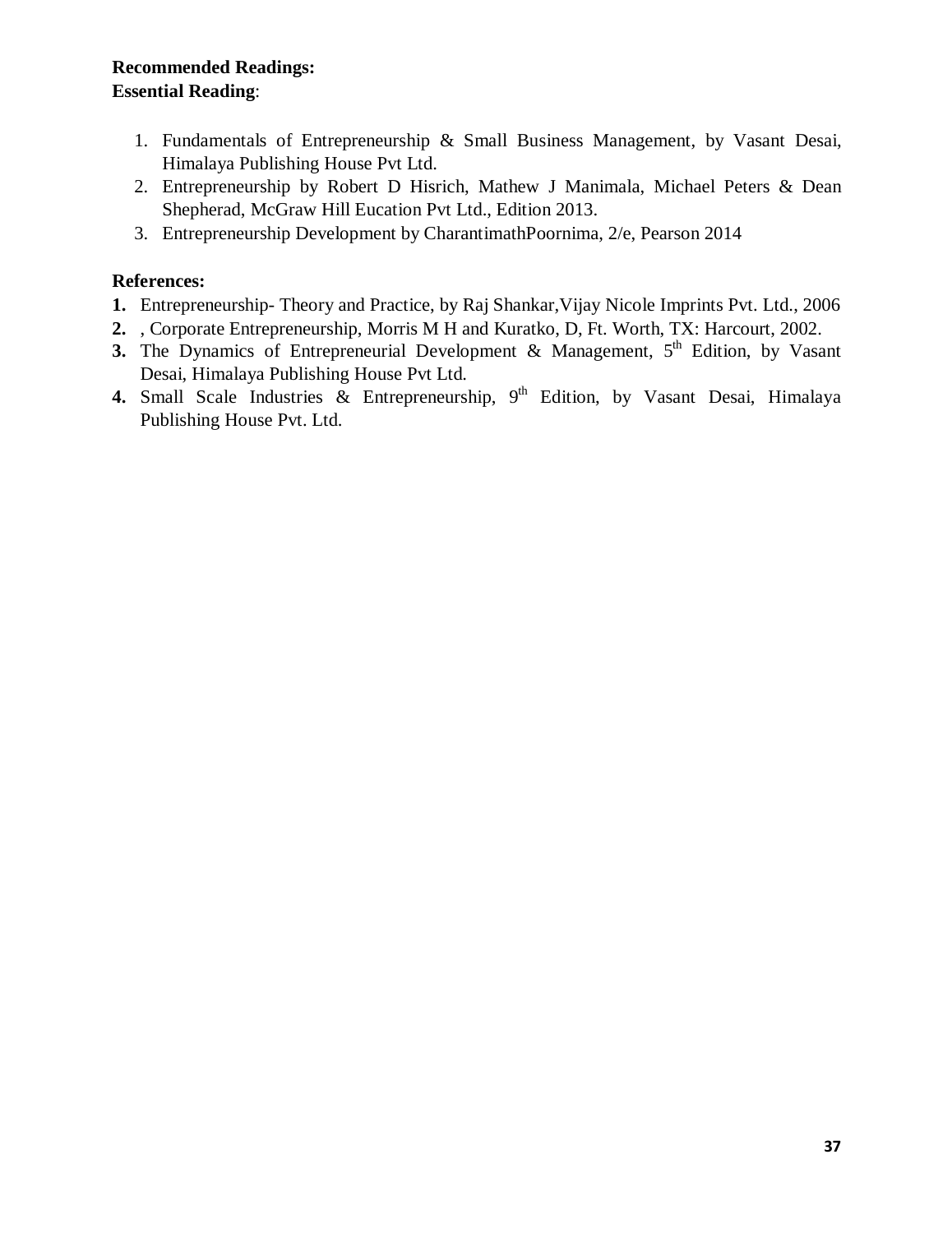**Recommended Readings:**

**Essential Reading**:

1. Fundamentals of Entrepreneurship & Small Business Management, by Vasant Desai, Himalaya Publishing House Pvt Ltd.
2. Entrepreneurship by Robert D Hisrich, Mathew J Manimala, Michael Peters & Dean Shepherad, McGraw Hill Eucation Pvt Ltd., Edition 2013.
3. Entrepreneurship Development by CharantimathPoornima, 2/e, Pearson 2014

**References:**

**1.** Entrepreneurship- Theory and Practice, by Raj Shankar,Vijay Nicole Imprints Pvt. Ltd., 2006

**2.** , Corporate Entrepreneurship, Morris M H and Kuratko, D, Ft. Worth, TX: Harcourt, 2002.

**3.** The Dynamics of Entrepreneurial Development & Management, 5th Edition, by Vasant Desai, Himalaya Publishing House Pvt Ltd.

**4.** Small Scale Industries & Entrepreneurship, 9th Edition, by Vasant Desai, Himalaya Publishing House Pvt. Ltd.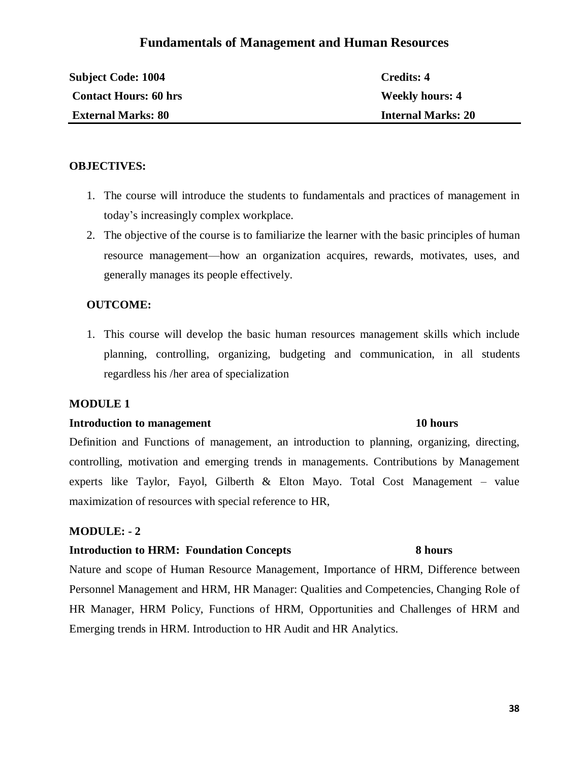# Fundamentals of Management and Human Resources

| | |
|---|---|
| **Subject Code: 1004** | **Credits: 4** |
| **Contact Hours: 60 hrs** | **Weekly hours: 4** |
| **External Marks: 80** | **Internal Marks: 20** |

**OBJECTIVES:**

1. The course will introduce the students to fundamentals and practices of management in today's increasingly complex workplace.
2. The objective of the course is to familiarize the learner with the basic principles of human resource management—how an organization acquires, rewards, motivates, uses, and generally manages its people effectively.

**OUTCOME:**

1. This course will develop the basic human resources management skills which include planning, controlling, organizing, budgeting and communication, in all students regardless his /her area of specialization

**MODULE 1**

**Introduction to management 10 hours**

Definition and Functions of management, an introduction to planning, organizing, directing, controlling, motivation and emerging trends in managements. Contributions by Management experts like Taylor, Fayol, Gilberth & Elton Mayo. Total Cost Management – value maximization of resources with special reference to HR,

**MODULE: - 2**

**Introduction to HRM: Foundation Concepts 8 hours**

Nature and scope of Human Resource Management, Importance of HRM, Difference between Personnel Management and HRM, HR Manager: Qualities and Competencies, Changing Role of HR Manager, HRM Policy, Functions of HRM, Opportunities and Challenges of HRM and Emerging trends in HRM. Introduction to HR Audit and HR Analytics.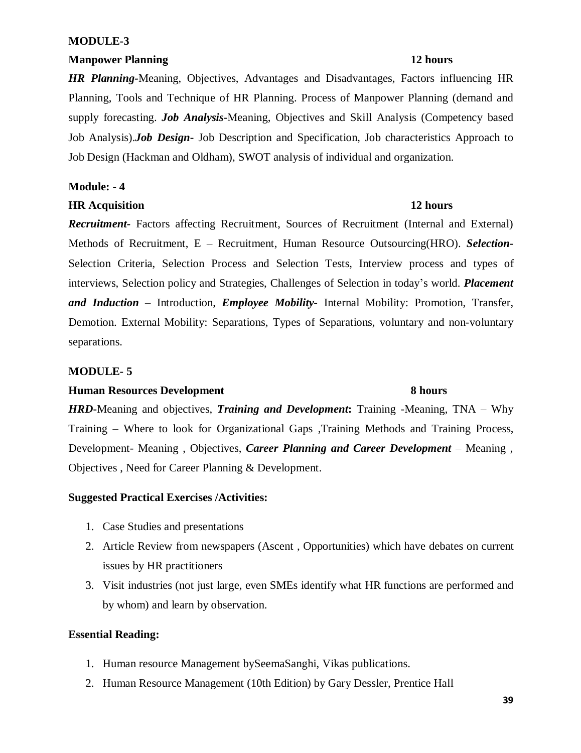**MODULE-3**

**Manpower Planning** **12 hours**

***HR Planning-***Meaning, Objectives, Advantages and Disadvantages, Factors influencing HR Planning, Tools and Technique of HR Planning. Process of Manpower Planning (demand and supply forecasting. ***Job Analysis***-Meaning, Objectives and Skill Analysis (Competency based Job Analysis).***Job Design-*** Job Description and Specification, Job characteristics Approach to Job Design (Hackman and Oldham), SWOT analysis of individual and organization.

**Module: - 4**

**HR Acquisition** **12 hours**

***Recruitment-*** Factors affecting Recruitment, Sources of Recruitment (Internal and External) Methods of Recruitment, E – Recruitment, Human Resource Outsourcing(HRO). ***Selection-*** Selection Criteria, Selection Process and Selection Tests, Interview process and types of interviews, Selection policy and Strategies, Challenges of Selection in today's world. ***Placement and Induction*** – Introduction, ***Employee Mobility-*** Internal Mobility: Promotion, Transfer, Demotion. External Mobility: Separations, Types of Separations, voluntary and non-voluntary separations.

**MODULE- 5**

**Human Resources Development** **8 hours**

***HRD-***Meaning and objectives, ***Training and Development*:** Training -Meaning, TNA – Why Training – Where to look for Organizational Gaps ,Training Methods and Training Process, Development- Meaning , Objectives, ***Career Planning and Career Development*** – Meaning , Objectives , Need for Career Planning & Development.

**Suggested Practical Exercises /Activities:**

1. Case Studies and presentations
2. Article Review from newspapers (Ascent , Opportunities) which have debates on current issues by HR practitioners
3. Visit industries (not just large, even SMEs identify what HR functions are performed and by whom) and learn by observation.

**Essential Reading:**

1. Human resource Management bySeemaSanghi, Vikas publications.
2. Human Resource Management (10th Edition) by Gary Dessler, Prentice Hall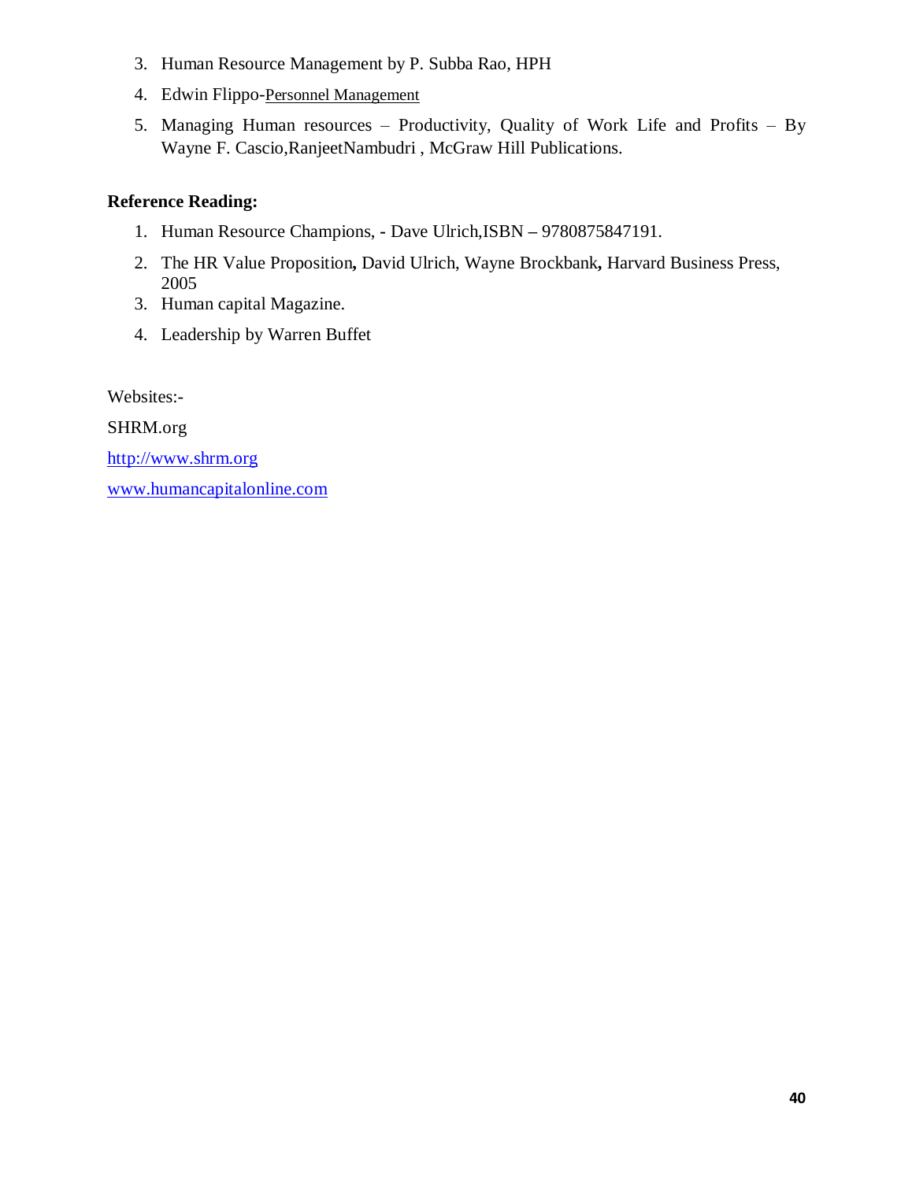3. Human Resource Management by P. Subba Rao, HPH
4. Edwin Flippo-Personnel Management
5. Managing Human resources – Productivity, Quality of Work Life and Profits – By Wayne F. Cascio,RanjeetNambudri , McGraw Hill Publications.

**Reference Reading:**

1. Human Resource Champions, **-** Dave Ulrich,ISBN **–** 9780875847191.
2. The HR Value Proposition**,** David Ulrich, Wayne Brockbank**,** Harvard Business Press, 2005
3. Human capital Magazine.
4. Leadership by Warren Buffet

Websites:-

SHRM.org

http://www.shrm.org

www.humancapitalonline.com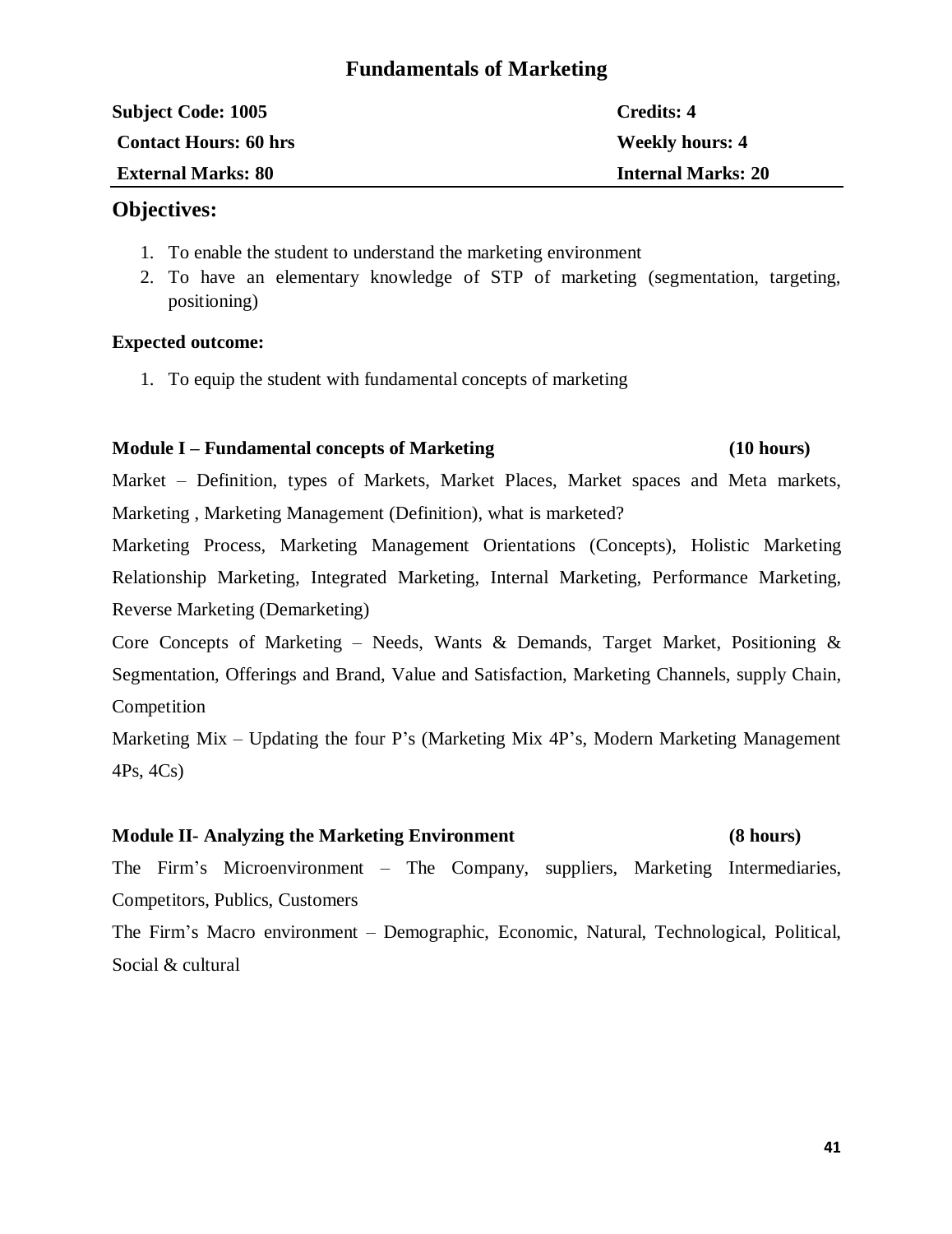# Fundamentals of Marketing

| Subject Code: 1005 | Credits: 4 |
|---|---|
| Contact Hours: 60 hrs | Weekly hours: 4 |
| External Marks: 80 | Internal Marks: 20 |

## Objectives:

1. To enable the student to understand the marketing environment
2. To have an elementary knowledge of STP of marketing (segmentation, targeting, positioning)

**Expected outcome:**

1. To equip the student with fundamental concepts of marketing

**Module I – Fundamental concepts of Marketing (10 hours)**

Market – Definition, types of Markets, Market Places, Market spaces and Meta markets, Marketing , Marketing Management (Definition), what is marketed?

Marketing Process, Marketing Management Orientations (Concepts), Holistic Marketing Relationship Marketing, Integrated Marketing, Internal Marketing, Performance Marketing, Reverse Marketing (Demarketing)

Core Concepts of Marketing – Needs, Wants & Demands, Target Market, Positioning & Segmentation, Offerings and Brand, Value and Satisfaction, Marketing Channels, supply Chain, Competition

Marketing Mix – Updating the four P's (Marketing Mix 4P's, Modern Marketing Management 4Ps, 4Cs)

**Module II- Analyzing the Marketing Environment (8 hours)**

The Firm's Microenvironment – The Company, suppliers, Marketing Intermediaries, Competitors, Publics, Customers

The Firm's Macro environment – Demographic, Economic, Natural, Technological, Political, Social & cultural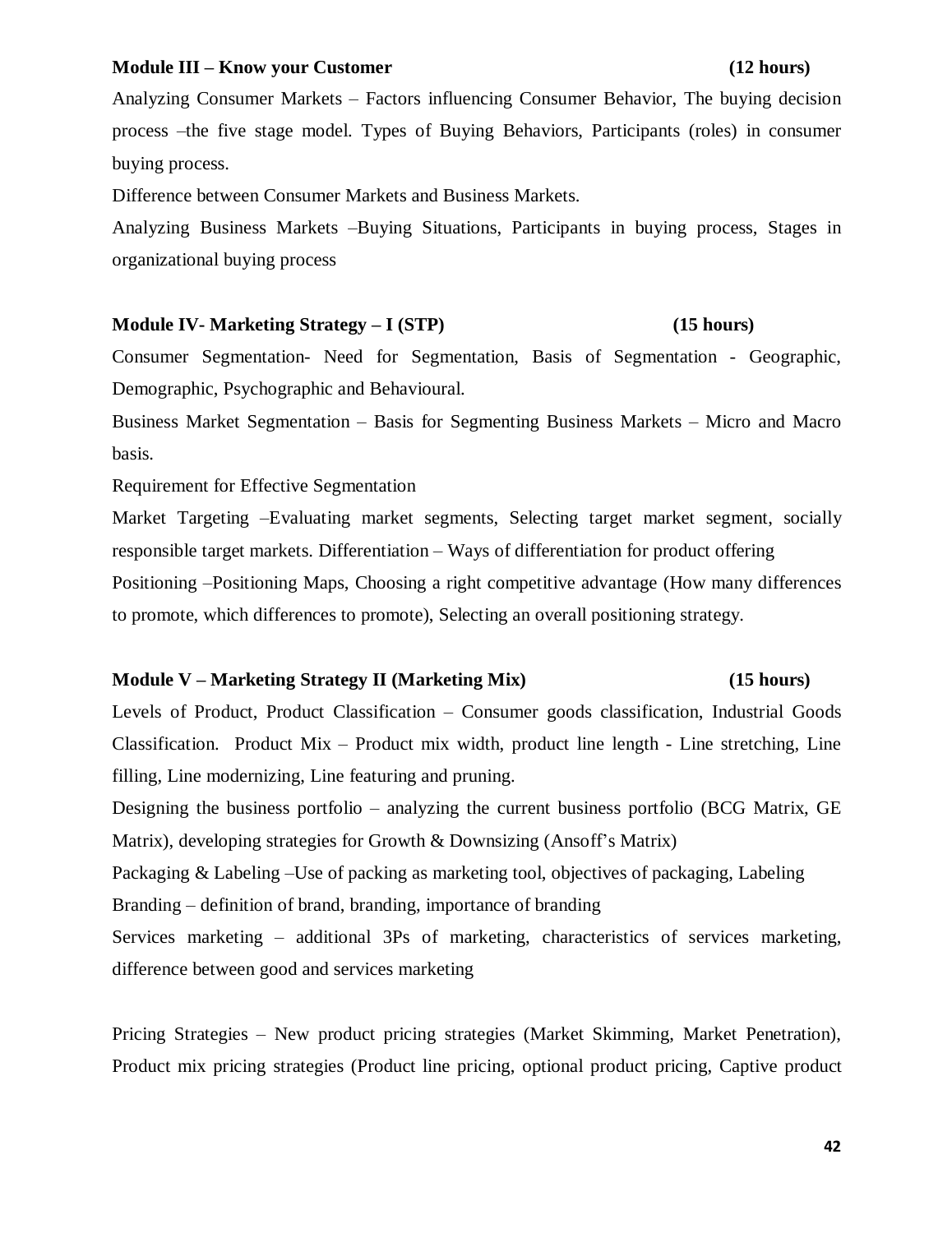**Module III – Know your Customer (12 hours)**

Analyzing Consumer Markets – Factors influencing Consumer Behavior, The buying decision process –the five stage model. Types of Buying Behaviors, Participants (roles) in consumer buying process.

Difference between Consumer Markets and Business Markets.

Analyzing Business Markets –Buying Situations, Participants in buying process, Stages in organizational buying process

**Module IV- Marketing Strategy – I (STP) (15 hours)**

Consumer Segmentation- Need for Segmentation, Basis of Segmentation - Geographic, Demographic, Psychographic and Behavioural.

Business Market Segmentation – Basis for Segmenting Business Markets – Micro and Macro basis.

Requirement for Effective Segmentation

Market Targeting –Evaluating market segments, Selecting target market segment, socially responsible target markets. Differentiation – Ways of differentiation for product offering

Positioning –Positioning Maps, Choosing a right competitive advantage (How many differences to promote, which differences to promote), Selecting an overall positioning strategy.

**Module V – Marketing Strategy II (Marketing Mix) (15 hours)**

Levels of Product, Product Classification – Consumer goods classification, Industrial Goods Classification. Product Mix – Product mix width, product line length - Line stretching, Line filling, Line modernizing, Line featuring and pruning.

Designing the business portfolio – analyzing the current business portfolio (BCG Matrix, GE Matrix), developing strategies for Growth & Downsizing (Ansoff's Matrix)

Packaging & Labeling –Use of packing as marketing tool, objectives of packaging, Labeling

Branding – definition of brand, branding, importance of branding

Services marketing – additional 3Ps of marketing, characteristics of services marketing, difference between good and services marketing

Pricing Strategies – New product pricing strategies (Market Skimming, Market Penetration), Product mix pricing strategies (Product line pricing, optional product pricing, Captive product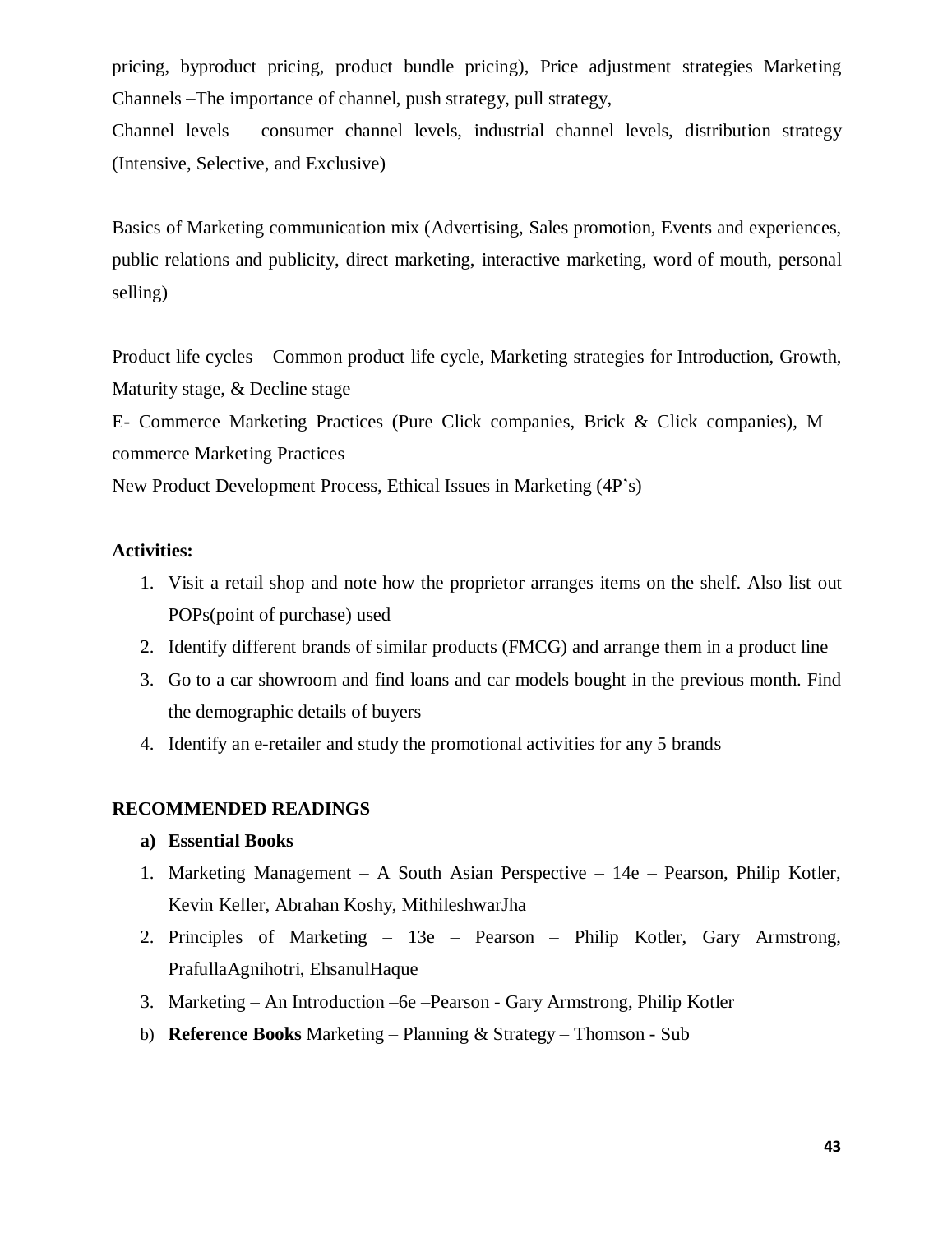pricing, byproduct pricing, product bundle pricing), Price adjustment strategies Marketing Channels –The importance of channel, push strategy, pull strategy,

Channel levels – consumer channel levels, industrial channel levels, distribution strategy (Intensive, Selective, and Exclusive)

Basics of Marketing communication mix (Advertising, Sales promotion, Events and experiences, public relations and publicity, direct marketing, interactive marketing, word of mouth, personal selling)

Product life cycles – Common product life cycle, Marketing strategies for Introduction, Growth, Maturity stage, & Decline stage

E- Commerce Marketing Practices (Pure Click companies, Brick & Click companies), M – commerce Marketing Practices

New Product Development Process, Ethical Issues in Marketing (4P's)

**Activities:**

1. Visit a retail shop and note how the proprietor arranges items on the shelf. Also list out POPs(point of purchase) used
2. Identify different brands of similar products (FMCG) and arrange them in a product line
3. Go to a car showroom and find loans and car models bought in the previous month. Find the demographic details of buyers
4. Identify an e-retailer and study the promotional activities for any 5 brands

**RECOMMENDED READINGS**

**a) Essential Books**

1. Marketing Management – A South Asian Perspective – 14e – Pearson, Philip Kotler, Kevin Keller, Abrahan Koshy, MithileshwarJha
2. Principles of Marketing – 13e – Pearson – Philip Kotler, Gary Armstrong, PrafullaAgnihotri, EhsanulHaque
3. Marketing – An Introduction –6e –Pearson - Gary Armstrong, Philip Kotler

b) **Reference Books** Marketing – Planning & Strategy – Thomson - Sub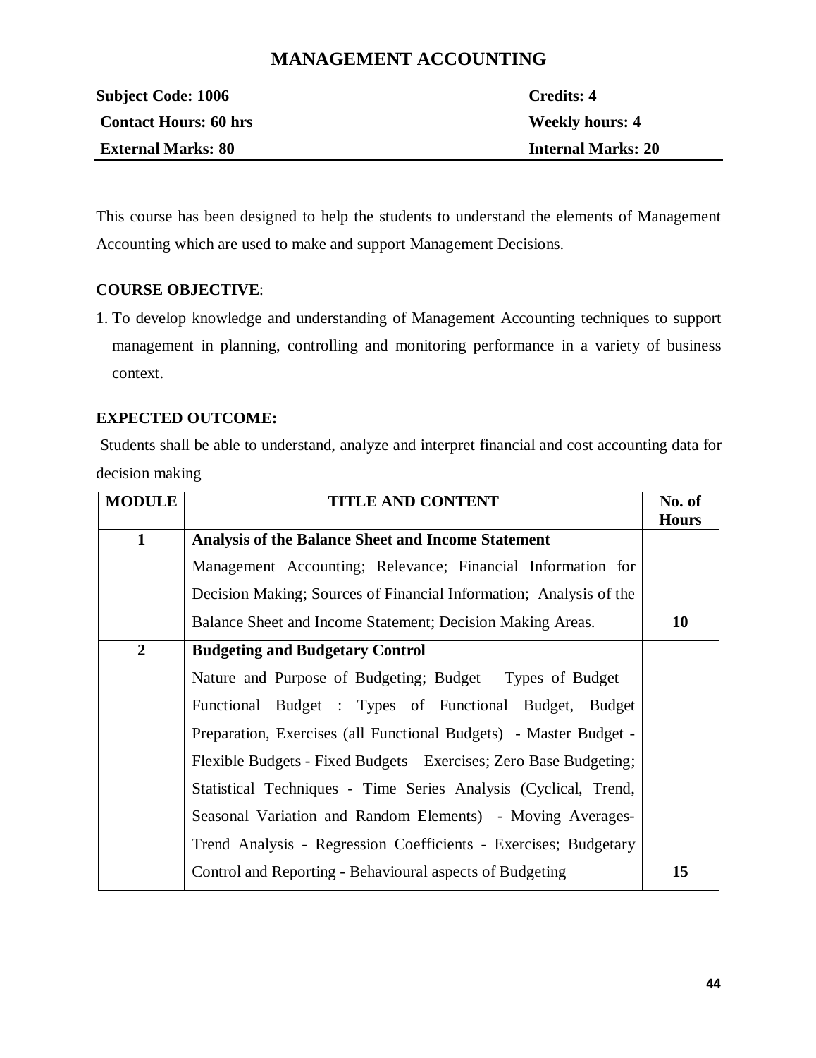# MANAGEMENT ACCOUNTING

| | |
|---|---|
| **Subject Code: 1006** | **Credits: 4** |
| **Contact Hours: 60 hrs** | **Weekly hours: 4** |
| **External Marks: 80** | **Internal Marks: 20** |

This course has been designed to help the students to understand the elements of Management Accounting which are used to make and support Management Decisions.

**COURSE OBJECTIVE**:

1. To develop knowledge and understanding of Management Accounting techniques to support management in planning, controlling and monitoring performance in a variety of business context.

**EXPECTED OUTCOME:**

Students shall be able to understand, analyze and interpret financial and cost accounting data for decision making

| MODULE | TITLE AND CONTENT | No. of Hours |
|---|---|---|
| 1 | **Analysis of the Balance Sheet and Income Statement** Management Accounting; Relevance; Financial Information for Decision Making; Sources of Financial Information; Analysis of the Balance Sheet and Income Statement; Decision Making Areas. | 10 |
| 2 | **Budgeting and Budgetary Control** Nature and Purpose of Budgeting; Budget – Types of Budget – Functional Budget : Types of Functional Budget, Budget Preparation, Exercises (all Functional Budgets) - Master Budget - Flexible Budgets - Fixed Budgets – Exercises; Zero Base Budgeting; Statistical Techniques - Time Series Analysis (Cyclical, Trend, Seasonal Variation and Random Elements) - Moving Averages- Trend Analysis - Regression Coefficients - Exercises; Budgetary Control and Reporting - Behavioural aspects of Budgeting | 15 |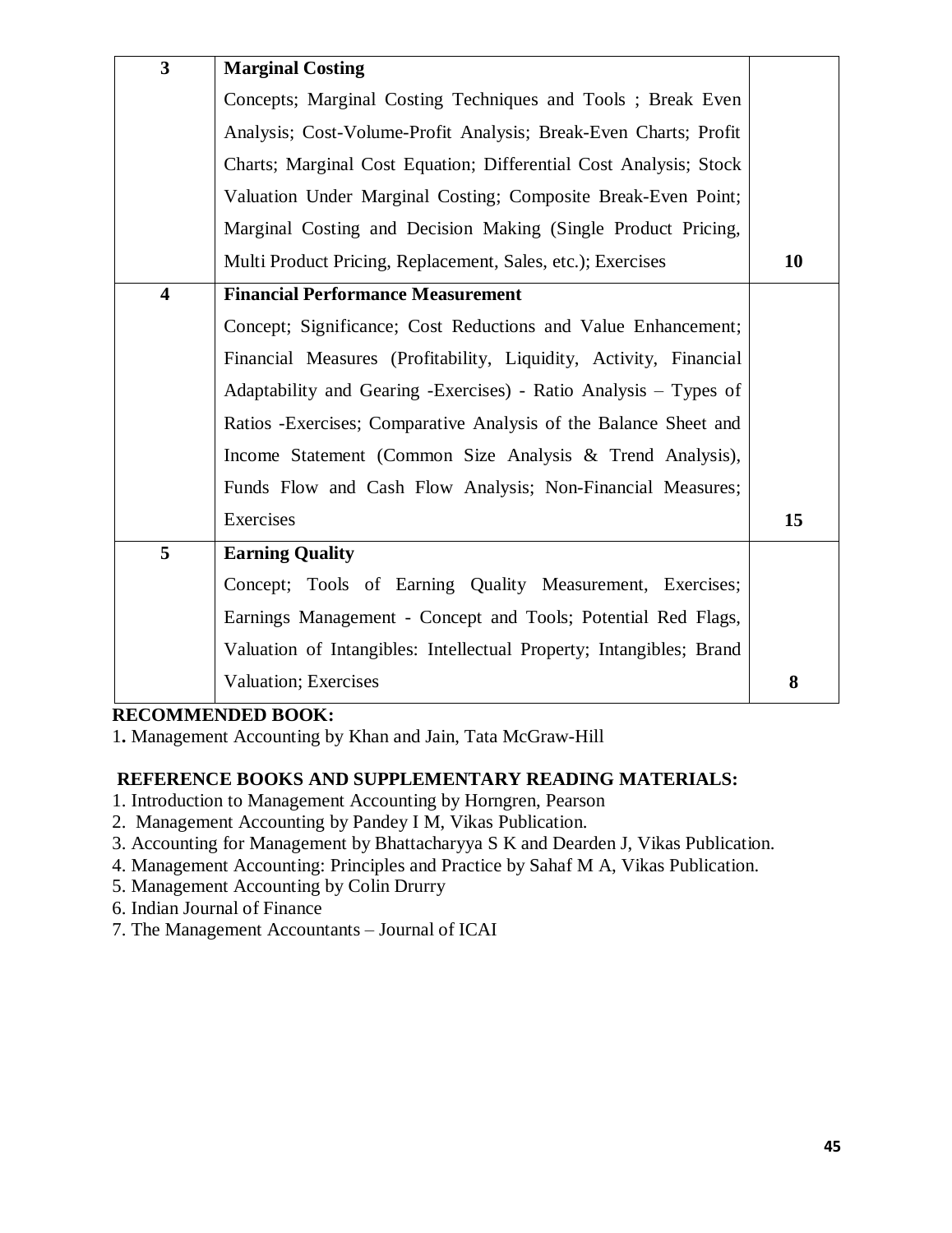| | | |
|---|---|---|
| **3** | **Marginal Costing**<br>Concepts; Marginal Costing Techniques and Tools ; Break Even Analysis; Cost-Volume-Profit Analysis; Break-Even Charts; Profit Charts; Marginal Cost Equation; Differential Cost Analysis; Stock Valuation Under Marginal Costing; Composite Break-Even Point; Marginal Costing and Decision Making (Single Product Pricing, Multi Product Pricing, Replacement, Sales, etc.); Exercises | **10** |
| **4** | **Financial Performance Measurement**<br>Concept; Significance; Cost Reductions and Value Enhancement; Financial Measures (Profitability, Liquidity, Activity, Financial Adaptability and Gearing -Exercises) - Ratio Analysis – Types of Ratios -Exercises; Comparative Analysis of the Balance Sheet and Income Statement (Common Size Analysis & Trend Analysis), Funds Flow and Cash Flow Analysis; Non-Financial Measures; Exercises | **15** |
| **5** | **Earning Quality**<br>Concept; Tools of Earning Quality Measurement, Exercises; Earnings Management - Concept and Tools; Potential Red Flags, Valuation of Intangibles: Intellectual Property; Intangibles; Brand Valuation; Exercises | **8** |

**RECOMMENDED BOOK:**

1. Management Accounting by Khan and Jain, Tata McGraw-Hill

**REFERENCE BOOKS AND SUPPLEMENTARY READING MATERIALS:**

1. Introduction to Management Accounting by Horngren, Pearson
2. Management Accounting by Pandey I M, Vikas Publication.
3. Accounting for Management by Bhattacharyya S K and Dearden J, Vikas Publication.
4. Management Accounting: Principles and Practice by Sahaf M A, Vikas Publication.
5. Management Accounting by Colin Drurry
6. Indian Journal of Finance
7. The Management Accountants – Journal of ICAI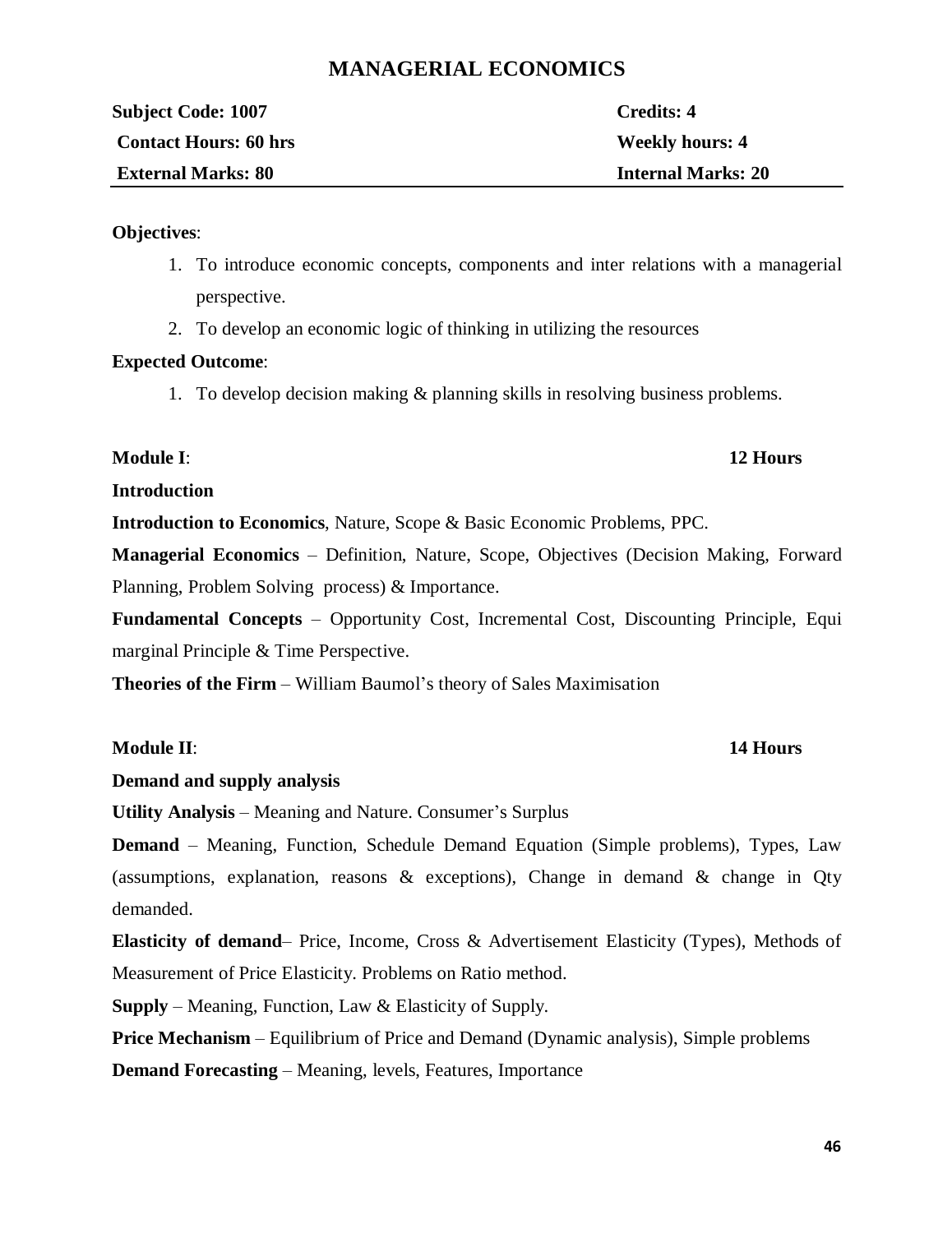# MANAGERIAL ECONOMICS

| **Subject Code: 1007** | **Credits: 4** |
|---|---|
| **Contact Hours: 60 hrs** | **Weekly hours: 4** |
| **External Marks: 80** | **Internal Marks: 20** |

**Objectives**:

1. To introduce economic concepts, components and inter relations with a managerial perspective.
2. To develop an economic logic of thinking in utilizing the resources

**Expected Outcome**:

1. To develop decision making & planning skills in resolving business problems.

**Module I**: **12 Hours**

**Introduction**

**Introduction to Economics**, Nature, Scope & Basic Economic Problems, PPC.

**Managerial Economics** – Definition, Nature, Scope, Objectives (Decision Making, Forward Planning, Problem Solving process) & Importance.

**Fundamental Concepts** – Opportunity Cost, Incremental Cost, Discounting Principle, Equi marginal Principle & Time Perspective.

**Theories of the Firm** – William Baumol's theory of Sales Maximisation

**Module II**: **14 Hours**

**Demand and supply analysis**

**Utility Analysis** – Meaning and Nature. Consumer's Surplus

**Demand** – Meaning, Function, Schedule Demand Equation (Simple problems), Types, Law (assumptions, explanation, reasons & exceptions), Change in demand & change in Qty demanded.

**Elasticity of demand**– Price, Income, Cross & Advertisement Elasticity (Types), Methods of Measurement of Price Elasticity. Problems on Ratio method.

**Supply** – Meaning, Function, Law & Elasticity of Supply.

**Price Mechanism** – Equilibrium of Price and Demand (Dynamic analysis), Simple problems

**Demand Forecasting** – Meaning, levels, Features, Importance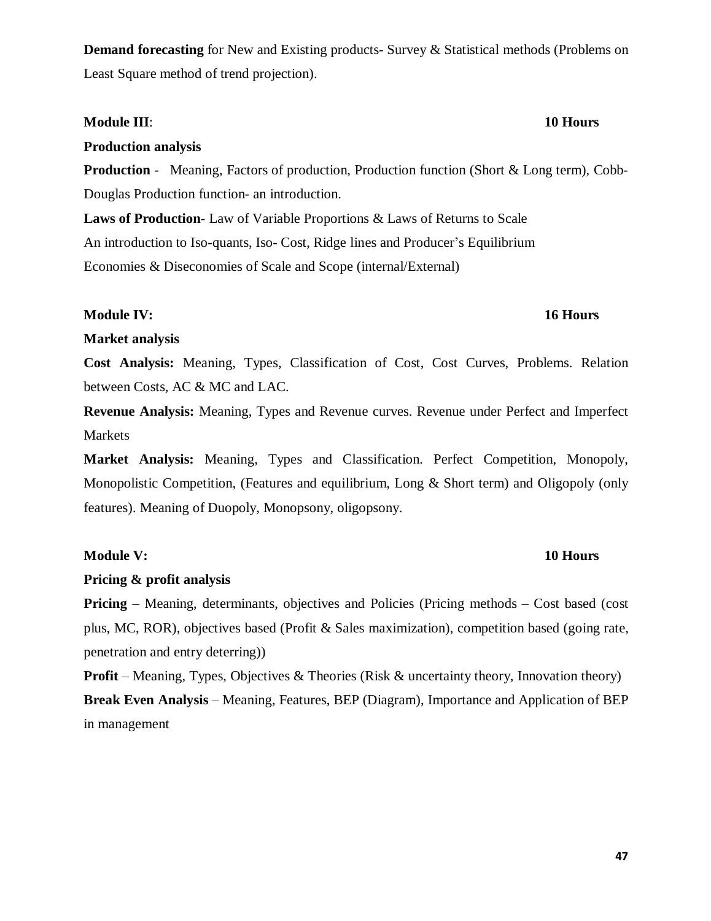**Demand forecasting** for New and Existing products- Survey & Statistical methods (Problems on Least Square method of trend projection).

**Module III**: **10 Hours**

**Production analysis**

**Production** - Meaning, Factors of production, Production function (Short & Long term), Cobb-Douglas Production function- an introduction.

**Laws of Production**- Law of Variable Proportions & Laws of Returns to Scale

An introduction to Iso-quants, Iso- Cost, Ridge lines and Producer's Equilibrium

Economies & Diseconomies of Scale and Scope (internal/External)

**Module IV:** **16 Hours**

**Market analysis**

**Cost Analysis:** Meaning, Types, Classification of Cost, Cost Curves, Problems. Relation between Costs, AC & MC and LAC.

**Revenue Analysis:** Meaning, Types and Revenue curves. Revenue under Perfect and Imperfect Markets

**Market Analysis:** Meaning, Types and Classification. Perfect Competition, Monopoly, Monopolistic Competition, (Features and equilibrium, Long & Short term) and Oligopoly (only features). Meaning of Duopoly, Monopsony, oligopsony.

**Module V:** **10 Hours**

**Pricing & profit analysis**

**Pricing** – Meaning, determinants, objectives and Policies (Pricing methods – Cost based (cost plus, MC, ROR), objectives based (Profit & Sales maximization), competition based (going rate, penetration and entry deterring))

**Profit** – Meaning, Types, Objectives & Theories (Risk & uncertainty theory, Innovation theory)

**Break Even Analysis** – Meaning, Features, BEP (Diagram), Importance and Application of BEP in management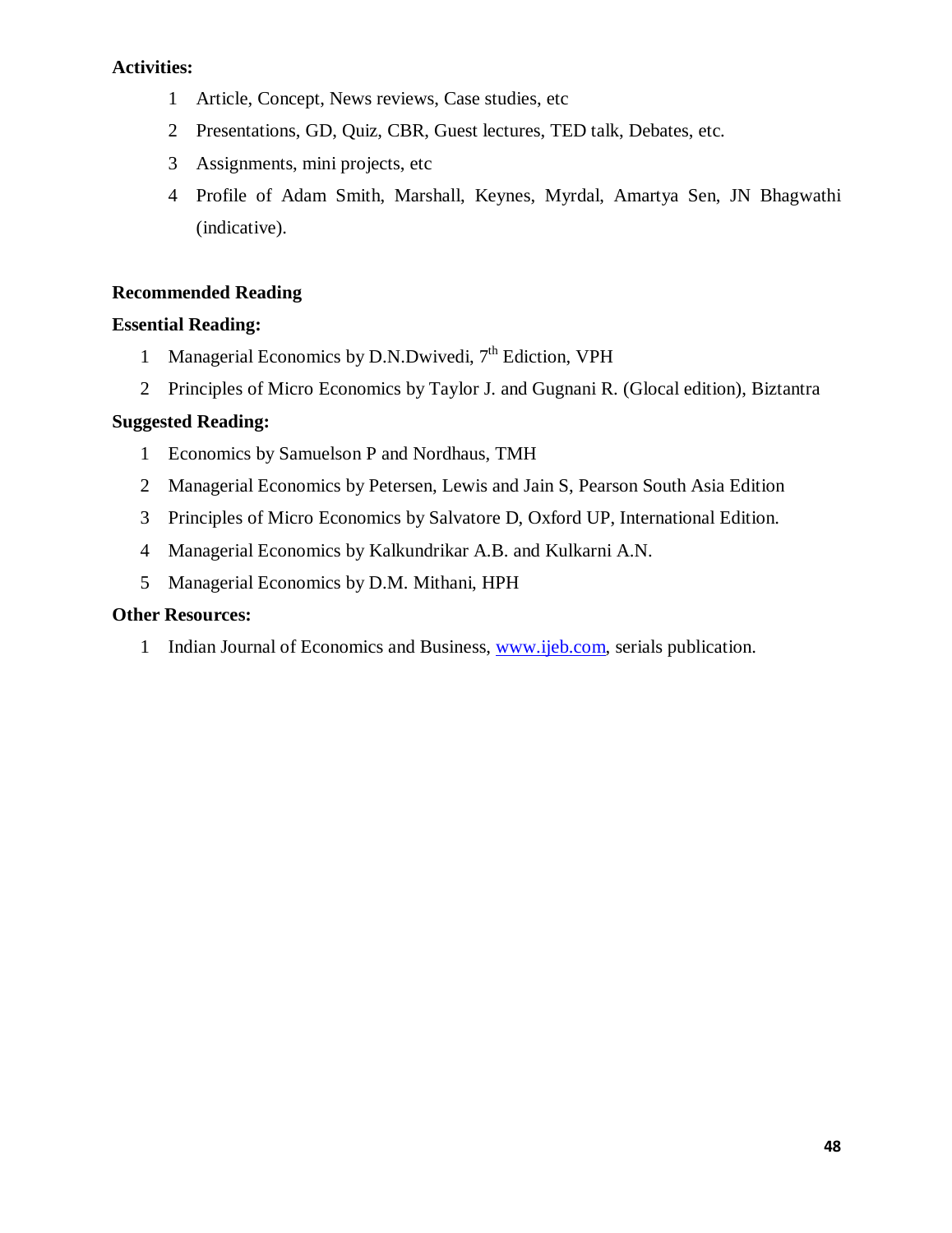**Activities:**

1. Article, Concept, News reviews, Case studies, etc
2. Presentations, GD, Quiz, CBR, Guest lectures, TED talk, Debates, etc.
3. Assignments, mini projects, etc
4. Profile of Adam Smith, Marshall, Keynes, Myrdal, Amartya Sen, JN Bhagwathi (indicative).

**Recommended Reading**

**Essential Reading:**

1. Managerial Economics by D.N.Dwivedi, 7th Ediction, VPH
2. Principles of Micro Economics by Taylor J. and Gugnani R. (Glocal edition), Biztantra

**Suggested Reading:**

1. Economics by Samuelson P and Nordhaus, TMH
2. Managerial Economics by Petersen, Lewis and Jain S, Pearson South Asia Edition
3. Principles of Micro Economics by Salvatore D, Oxford UP, International Edition.
4. Managerial Economics by Kalkundrikar A.B. and Kulkarni A.N.
5. Managerial Economics by D.M. Mithani, HPH

**Other Resources:**

1. Indian Journal of Economics and Business, www.ijeb.com, serials publication.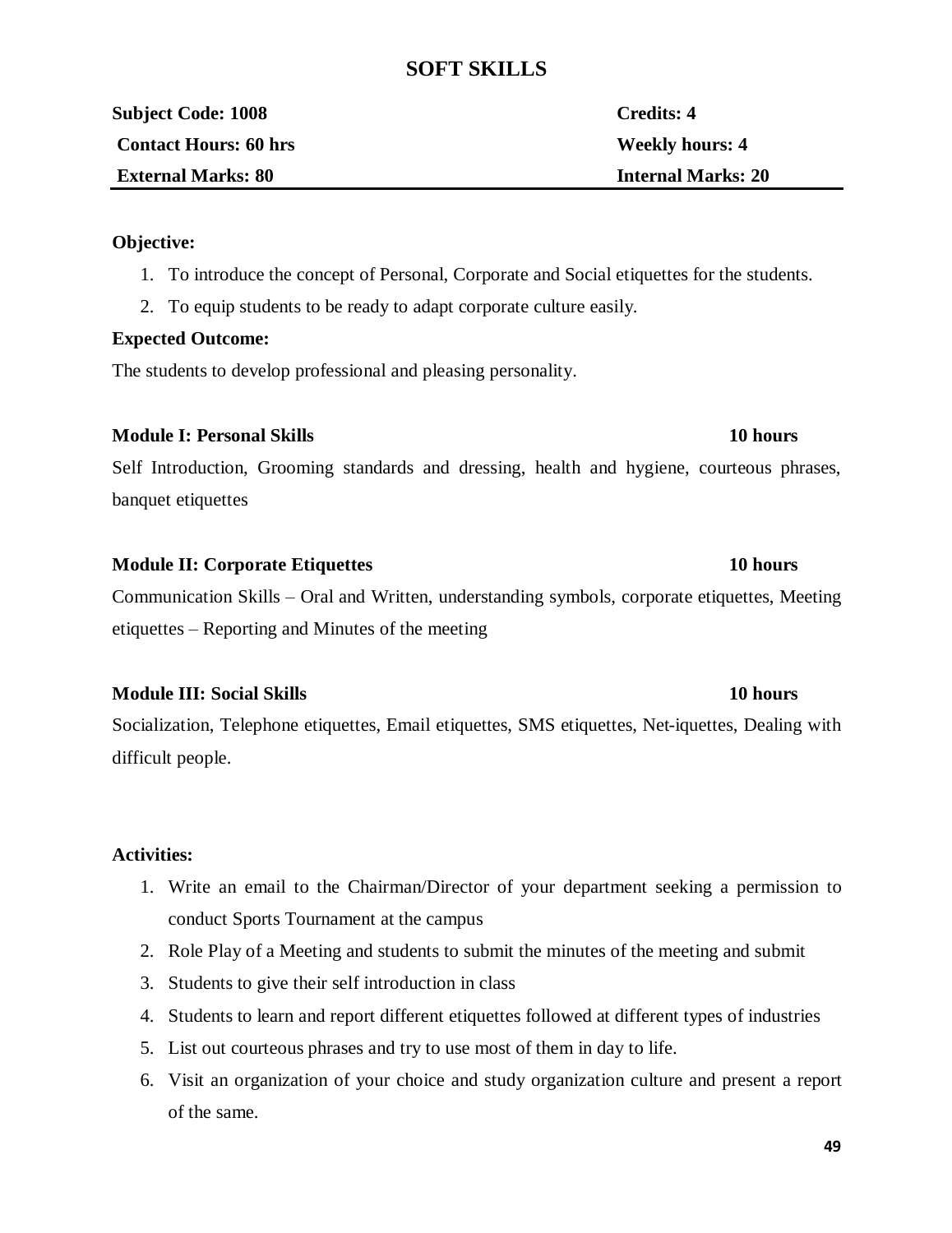# SOFT SKILLS

| **Subject Code: 1008** | **Credits: 4** |
|---|---|
| **Contact Hours: 60 hrs** | **Weekly hours: 4** |
| **External Marks: 80** | **Internal Marks: 20** |

**Objective:**

1. To introduce the concept of Personal, Corporate and Social etiquettes for the students.
2. To equip students to be ready to adapt corporate culture easily.

**Expected Outcome:**

The students to develop professional and pleasing personality.

**Module I: Personal Skills** **10 hours**

Self Introduction, Grooming standards and dressing, health and hygiene, courteous phrases, banquet etiquettes

**Module II: Corporate Etiquettes** **10 hours**

Communication Skills – Oral and Written, understanding symbols, corporate etiquettes, Meeting etiquettes – Reporting and Minutes of the meeting

**Module III: Social Skills** **10 hours**

Socialization, Telephone etiquettes, Email etiquettes, SMS etiquettes, Net-iquettes, Dealing with difficult people.

**Activities:**

1. Write an email to the Chairman/Director of your department seeking a permission to conduct Sports Tournament at the campus
2. Role Play of a Meeting and students to submit the minutes of the meeting and submit
3. Students to give their self introduction in class
4. Students to learn and report different etiquettes followed at different types of industries
5. List out courteous phrases and try to use most of them in day to life.
6. Visit an organization of your choice and study organization culture and present a report of the same.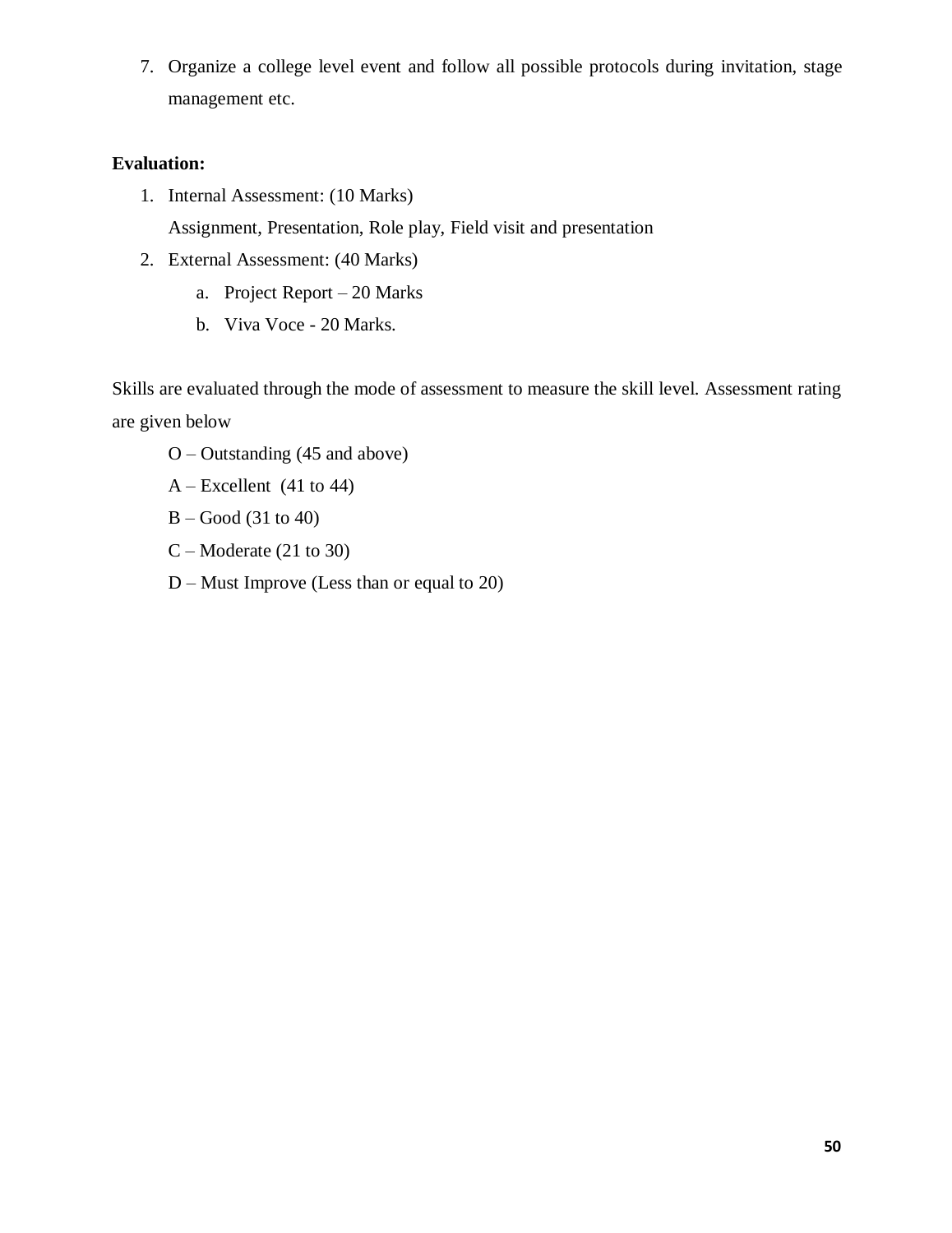7. Organize a college level event and follow all possible protocols during invitation, stage management etc.

**Evaluation:**

1. Internal Assessment: (10 Marks)
   Assignment, Presentation, Role play, Field visit and presentation
2. External Assessment: (40 Marks)
   a. Project Report – 20 Marks
   b. Viva Voce - 20 Marks.

Skills are evaluated through the mode of assessment to measure the skill level. Assessment rating are given below

O – Outstanding (45 and above)

A – Excellent (41 to 44)

B – Good (31 to 40)

C – Moderate (21 to 30)

D – Must Improve (Less than or equal to 20)